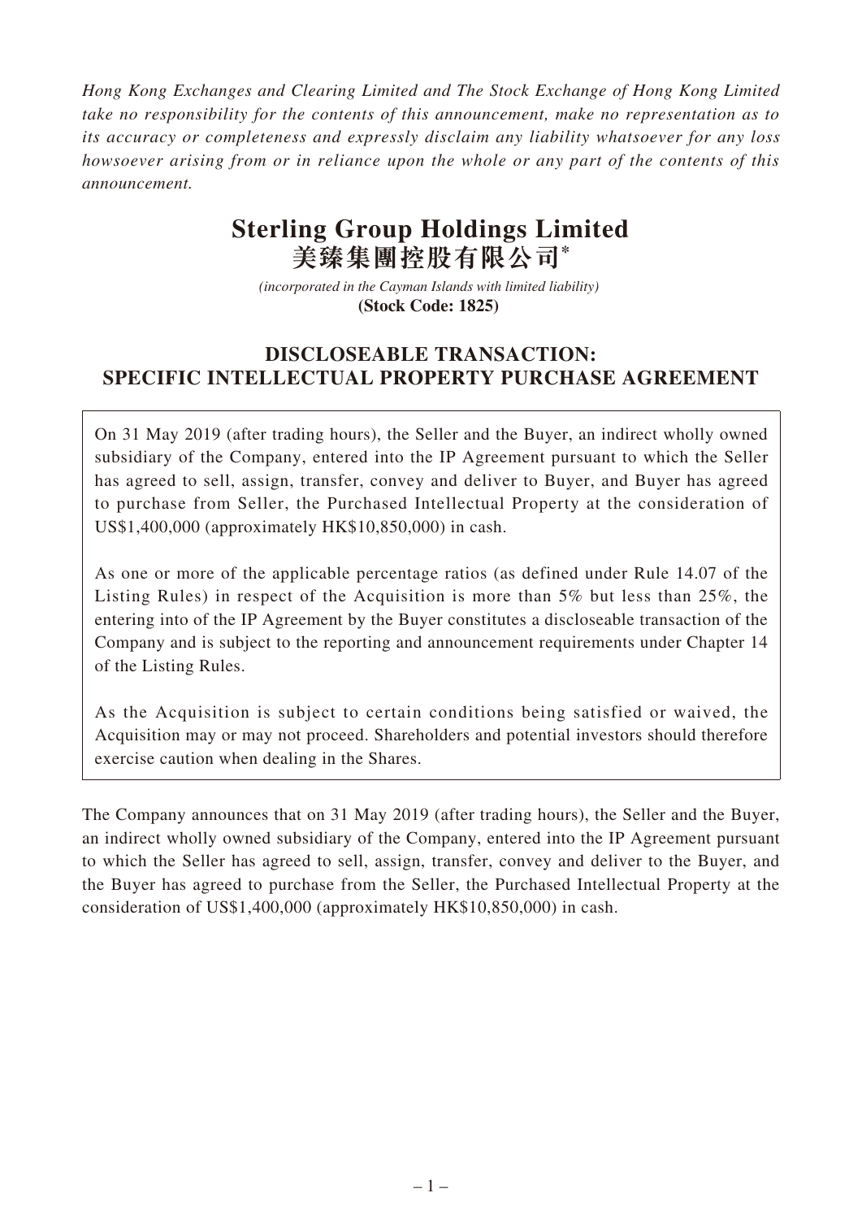*Hong Kong Exchanges and Clearing Limited and The Stock Exchange of Hong Kong Limited take no responsibility for the contents of this announcement, make no representation as to its accuracy or completeness and expressly disclaim any liability whatsoever for any loss howsoever arising from or in reliance upon the whole or any part of the contents of this announcement.*

# Sterling Group Holdings Limited
# 美臻集團控股有限公司*

*(incorporated in the Cayman Islands with limited liability)*
**(Stock Code: 1825)**

## DISCLOSEABLE TRANSACTION: SPECIFIC INTELLECTUAL PROPERTY PURCHASE AGREEMENT

On 31 May 2019 (after trading hours), the Seller and the Buyer, an indirect wholly owned subsidiary of the Company, entered into the IP Agreement pursuant to which the Seller has agreed to sell, assign, transfer, convey and deliver to Buyer, and Buyer has agreed to purchase from Seller, the Purchased Intellectual Property at the consideration of US$1,400,000 (approximately HK$10,850,000) in cash.

As one or more of the applicable percentage ratios (as defined under Rule 14.07 of the Listing Rules) in respect of the Acquisition is more than 5% but less than 25%, the entering into of the IP Agreement by the Buyer constitutes a discloseable transaction of the Company and is subject to the reporting and announcement requirements under Chapter 14 of the Listing Rules.

As the Acquisition is subject to certain conditions being satisfied or waived, the Acquisition may or may not proceed. Shareholders and potential investors should therefore exercise caution when dealing in the Shares.

The Company announces that on 31 May 2019 (after trading hours), the Seller and the Buyer, an indirect wholly owned subsidiary of the Company, entered into the IP Agreement pursuant to which the Seller has agreed to sell, assign, transfer, convey and deliver to the Buyer, and the Buyer has agreed to purchase from the Seller, the Purchased Intellectual Property at the consideration of US$1,400,000 (approximately HK$10,850,000) in cash.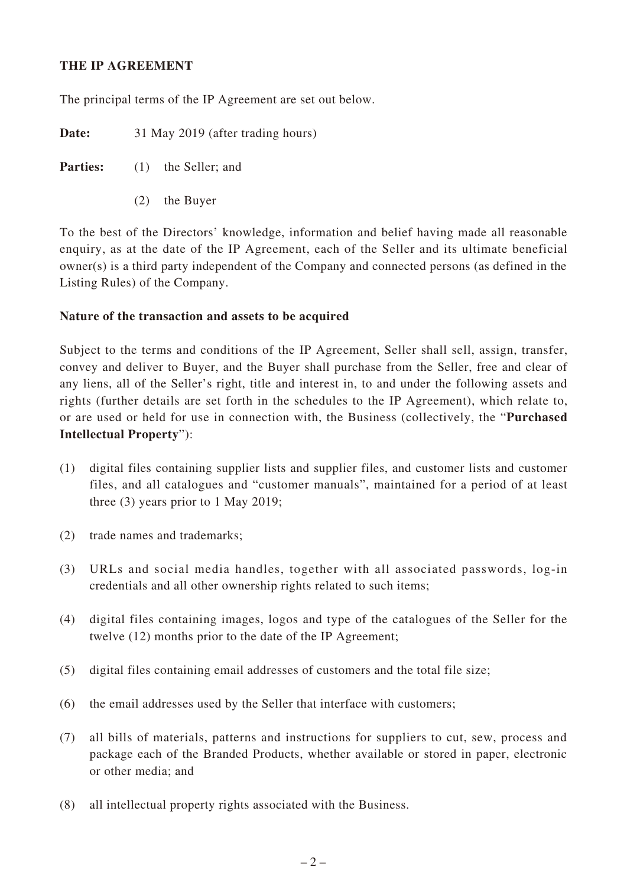## THE IP AGREEMENT

The principal terms of the IP Agreement are set out below.

**Date:** 31 May 2019 (after trading hours)

**Parties:** (1) the Seller; and

(2) the Buyer

To the best of the Directors' knowledge, information and belief having made all reasonable enquiry, as at the date of the IP Agreement, each of the Seller and its ultimate beneficial owner(s) is a third party independent of the Company and connected persons (as defined in the Listing Rules) of the Company.

### Nature of the transaction and assets to be acquired

Subject to the terms and conditions of the IP Agreement, Seller shall sell, assign, transfer, convey and deliver to Buyer, and the Buyer shall purchase from the Seller, free and clear of any liens, all of the Seller's right, title and interest in, to and under the following assets and rights (further details are set forth in the schedules to the IP Agreement), which relate to, or are used or held for use in connection with, the Business (collectively, the "**Purchased Intellectual Property**"):

(1) digital files containing supplier lists and supplier files, and customer lists and customer files, and all catalogues and "customer manuals", maintained for a period of at least three (3) years prior to 1 May 2019;

(2) trade names and trademarks;

(3) URLs and social media handles, together with all associated passwords, log-in credentials and all other ownership rights related to such items;

(4) digital files containing images, logos and type of the catalogues of the Seller for the twelve (12) months prior to the date of the IP Agreement;

(5) digital files containing email addresses of customers and the total file size;

(6) the email addresses used by the Seller that interface with customers;

(7) all bills of materials, patterns and instructions for suppliers to cut, sew, process and package each of the Branded Products, whether available or stored in paper, electronic or other media; and

(8) all intellectual property rights associated with the Business.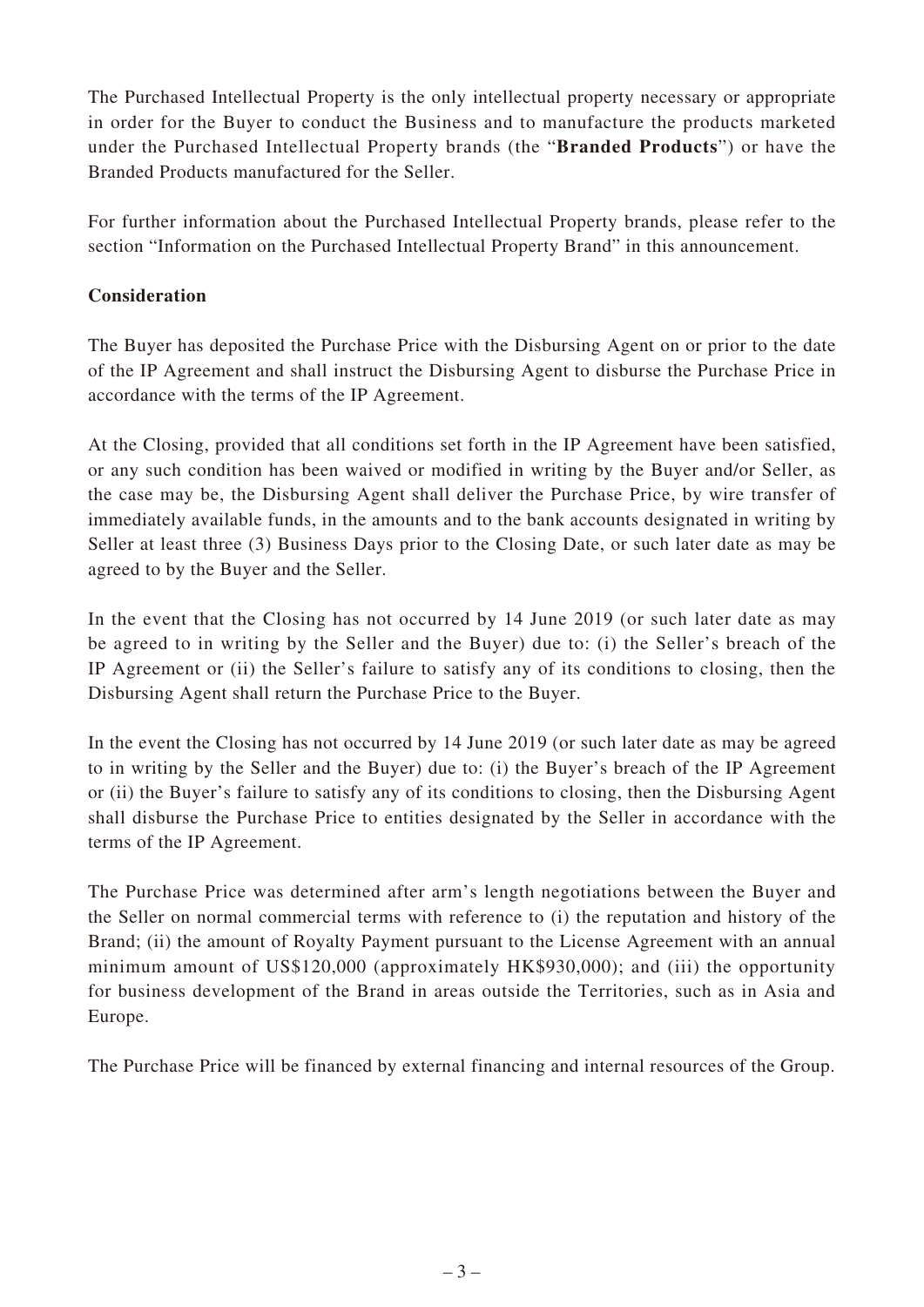The Purchased Intellectual Property is the only intellectual property necessary or appropriate in order for the Buyer to conduct the Business and to manufacture the products marketed under the Purchased Intellectual Property brands (the "**Branded Products**") or have the Branded Products manufactured for the Seller.

For further information about the Purchased Intellectual Property brands, please refer to the section "Information on the Purchased Intellectual Property Brand" in this announcement.

**Consideration**

The Buyer has deposited the Purchase Price with the Disbursing Agent on or prior to the date of the IP Agreement and shall instruct the Disbursing Agent to disburse the Purchase Price in accordance with the terms of the IP Agreement.

At the Closing, provided that all conditions set forth in the IP Agreement have been satisfied, or any such condition has been waived or modified in writing by the Buyer and/or Seller, as the case may be, the Disbursing Agent shall deliver the Purchase Price, by wire transfer of immediately available funds, in the amounts and to the bank accounts designated in writing by Seller at least three (3) Business Days prior to the Closing Date, or such later date as may be agreed to by the Buyer and the Seller.

In the event that the Closing has not occurred by 14 June 2019 (or such later date as may be agreed to in writing by the Seller and the Buyer) due to: (i) the Seller's breach of the IP Agreement or (ii) the Seller's failure to satisfy any of its conditions to closing, then the Disbursing Agent shall return the Purchase Price to the Buyer.

In the event the Closing has not occurred by 14 June 2019 (or such later date as may be agreed to in writing by the Seller and the Buyer) due to: (i) the Buyer's breach of the IP Agreement or (ii) the Buyer's failure to satisfy any of its conditions to closing, then the Disbursing Agent shall disburse the Purchase Price to entities designated by the Seller in accordance with the terms of the IP Agreement.

The Purchase Price was determined after arm's length negotiations between the Buyer and the Seller on normal commercial terms with reference to (i) the reputation and history of the Brand; (ii) the amount of Royalty Payment pursuant to the License Agreement with an annual minimum amount of US$120,000 (approximately HK$930,000); and (iii) the opportunity for business development of the Brand in areas outside the Territories, such as in Asia and Europe.

The Purchase Price will be financed by external financing and internal resources of the Group.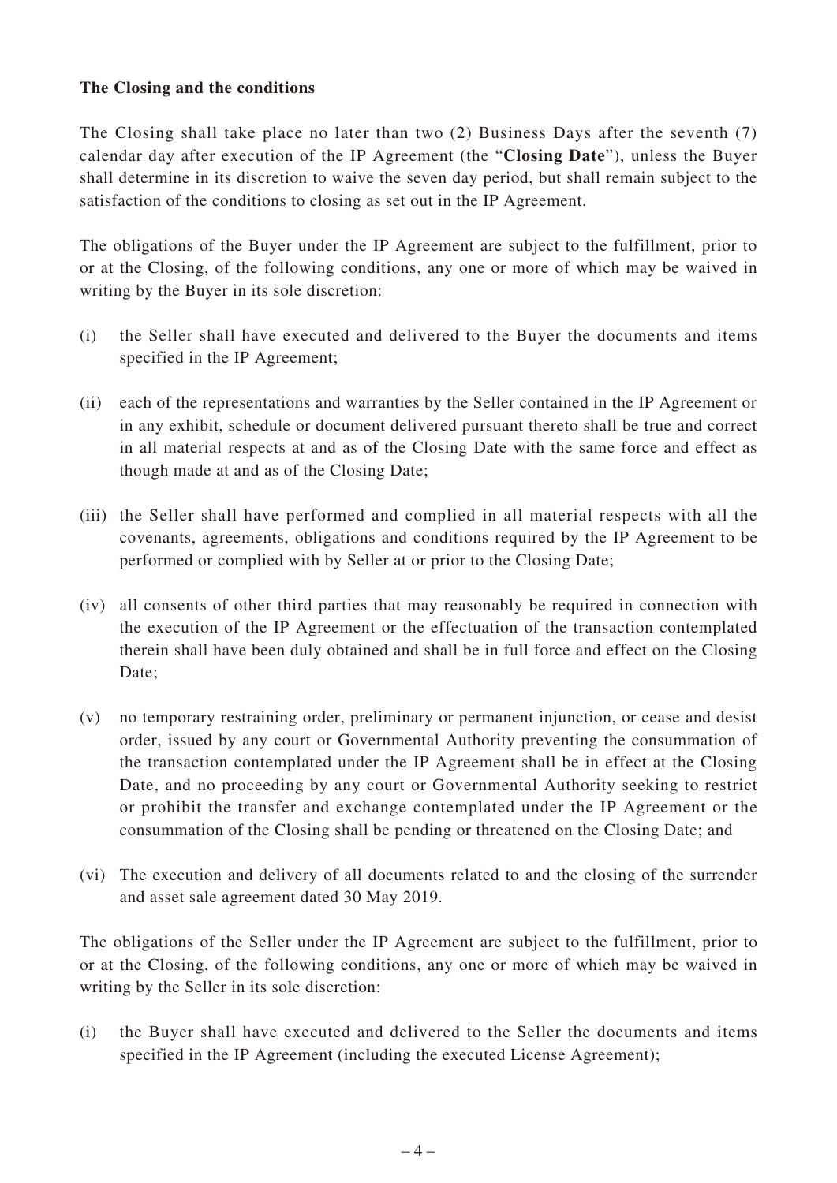**The Closing and the conditions**

The Closing shall take place no later than two (2) Business Days after the seventh (7) calendar day after execution of the IP Agreement (the "**Closing Date**"), unless the Buyer shall determine in its discretion to waive the seven day period, but shall remain subject to the satisfaction of the conditions to closing as set out in the IP Agreement.

The obligations of the Buyer under the IP Agreement are subject to the fulfillment, prior to or at the Closing, of the following conditions, any one or more of which may be waived in writing by the Buyer in its sole discretion:

(i) the Seller shall have executed and delivered to the Buyer the documents and items specified in the IP Agreement;

(ii) each of the representations and warranties by the Seller contained in the IP Agreement or in any exhibit, schedule or document delivered pursuant thereto shall be true and correct in all material respects at and as of the Closing Date with the same force and effect as though made at and as of the Closing Date;

(iii) the Seller shall have performed and complied in all material respects with all the covenants, agreements, obligations and conditions required by the IP Agreement to be performed or complied with by Seller at or prior to the Closing Date;

(iv) all consents of other third parties that may reasonably be required in connection with the execution of the IP Agreement or the effectuation of the transaction contemplated therein shall have been duly obtained and shall be in full force and effect on the Closing Date;

(v) no temporary restraining order, preliminary or permanent injunction, or cease and desist order, issued by any court or Governmental Authority preventing the consummation of the transaction contemplated under the IP Agreement shall be in effect at the Closing Date, and no proceeding by any court or Governmental Authority seeking to restrict or prohibit the transfer and exchange contemplated under the IP Agreement or the consummation of the Closing shall be pending or threatened on the Closing Date; and

(vi) The execution and delivery of all documents related to and the closing of the surrender and asset sale agreement dated 30 May 2019.

The obligations of the Seller under the IP Agreement are subject to the fulfillment, prior to or at the Closing, of the following conditions, any one or more of which may be waived in writing by the Seller in its sole discretion:

(i) the Buyer shall have executed and delivered to the Seller the documents and items specified in the IP Agreement (including the executed License Agreement);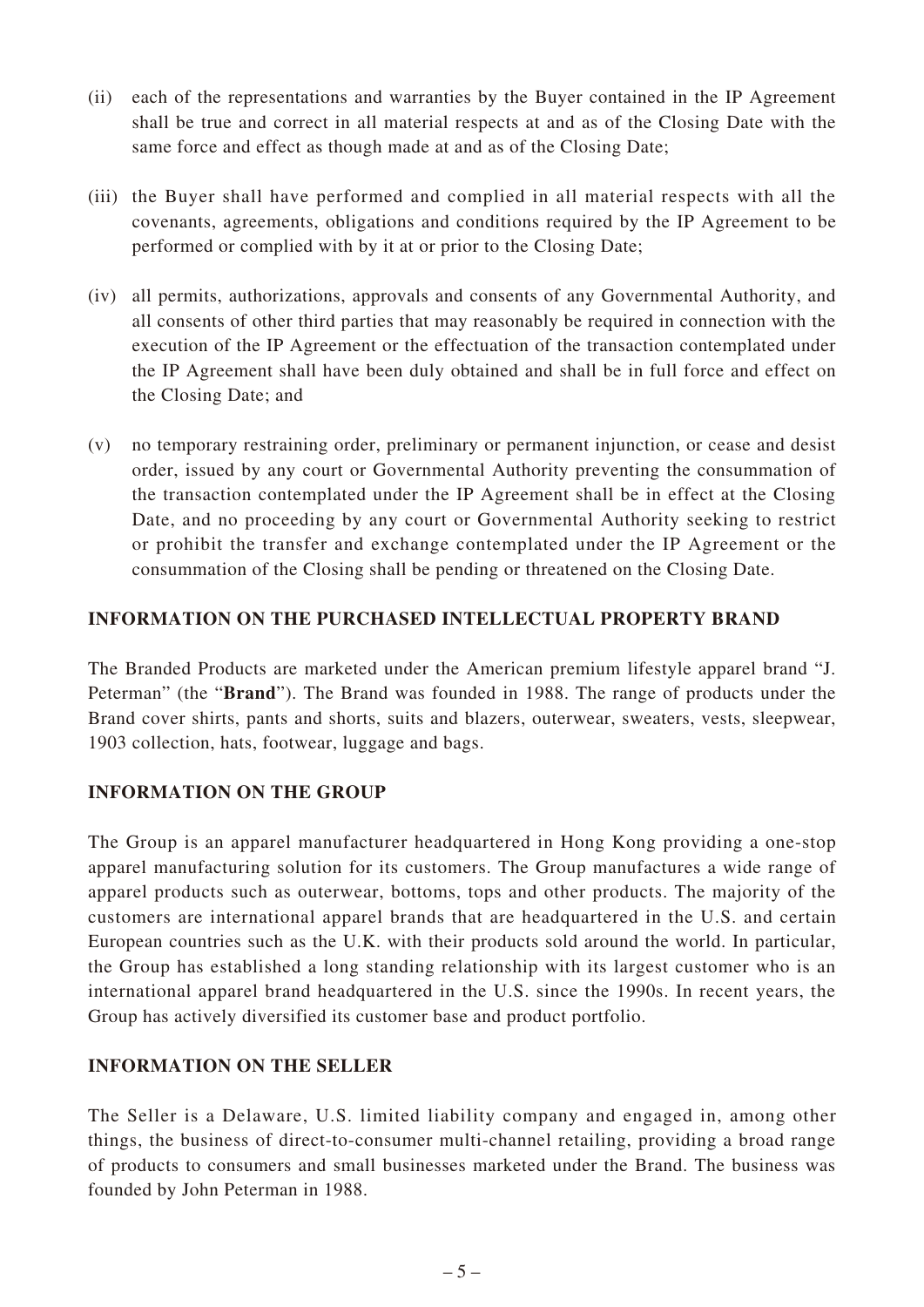(ii) each of the representations and warranties by the Buyer contained in the IP Agreement shall be true and correct in all material respects at and as of the Closing Date with the same force and effect as though made at and as of the Closing Date;

(iii) the Buyer shall have performed and complied in all material respects with all the covenants, agreements, obligations and conditions required by the IP Agreement to be performed or complied with by it at or prior to the Closing Date;

(iv) all permits, authorizations, approvals and consents of any Governmental Authority, and all consents of other third parties that may reasonably be required in connection with the execution of the IP Agreement or the effectuation of the transaction contemplated under the IP Agreement shall have been duly obtained and shall be in full force and effect on the Closing Date; and

(v) no temporary restraining order, preliminary or permanent injunction, or cease and desist order, issued by any court or Governmental Authority preventing the consummation of the transaction contemplated under the IP Agreement shall be in effect at the Closing Date, and no proceeding by any court or Governmental Authority seeking to restrict or prohibit the transfer and exchange contemplated under the IP Agreement or the consummation of the Closing shall be pending or threatened on the Closing Date.

## INFORMATION ON THE PURCHASED INTELLECTUAL PROPERTY BRAND

The Branded Products are marketed under the American premium lifestyle apparel brand "J. Peterman" (the "**Brand**"). The Brand was founded in 1988. The range of products under the Brand cover shirts, pants and shorts, suits and blazers, outerwear, sweaters, vests, sleepwear, 1903 collection, hats, footwear, luggage and bags.

## INFORMATION ON THE GROUP

The Group is an apparel manufacturer headquartered in Hong Kong providing a one-stop apparel manufacturing solution for its customers. The Group manufactures a wide range of apparel products such as outerwear, bottoms, tops and other products. The majority of the customers are international apparel brands that are headquartered in the U.S. and certain European countries such as the U.K. with their products sold around the world. In particular, the Group has established a long standing relationship with its largest customer who is an international apparel brand headquartered in the U.S. since the 1990s. In recent years, the Group has actively diversified its customer base and product portfolio.

## INFORMATION ON THE SELLER

The Seller is a Delaware, U.S. limited liability company and engaged in, among other things, the business of direct-to-consumer multi-channel retailing, providing a broad range of products to consumers and small businesses marketed under the Brand. The business was founded by John Peterman in 1988.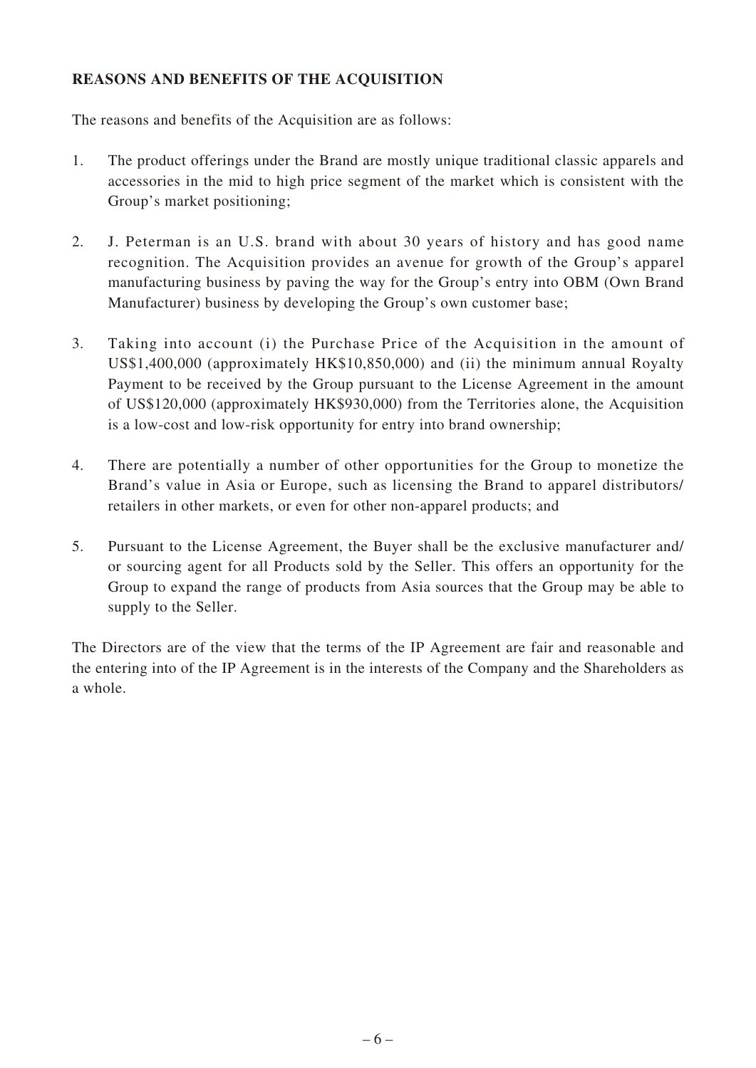**REASONS AND BENEFITS OF THE ACQUISITION**

The reasons and benefits of the Acquisition are as follows:

1. The product offerings under the Brand are mostly unique traditional classic apparels and accessories in the mid to high price segment of the market which is consistent with the Group's market positioning;

2. J. Peterman is an U.S. brand with about 30 years of history and has good name recognition. The Acquisition provides an avenue for growth of the Group's apparel manufacturing business by paving the way for the Group's entry into OBM (Own Brand Manufacturer) business by developing the Group's own customer base;

3. Taking into account (i) the Purchase Price of the Acquisition in the amount of US$1,400,000 (approximately HK$10,850,000) and (ii) the minimum annual Royalty Payment to be received by the Group pursuant to the License Agreement in the amount of US$120,000 (approximately HK$930,000) from the Territories alone, the Acquisition is a low-cost and low-risk opportunity for entry into brand ownership;

4. There are potentially a number of other opportunities for the Group to monetize the Brand's value in Asia or Europe, such as licensing the Brand to apparel distributors/ retailers in other markets, or even for other non-apparel products; and

5. Pursuant to the License Agreement, the Buyer shall be the exclusive manufacturer and/ or sourcing agent for all Products sold by the Seller. This offers an opportunity for the Group to expand the range of products from Asia sources that the Group may be able to supply to the Seller.

The Directors are of the view that the terms of the IP Agreement are fair and reasonable and the entering into of the IP Agreement is in the interests of the Company and the Shareholders as a whole.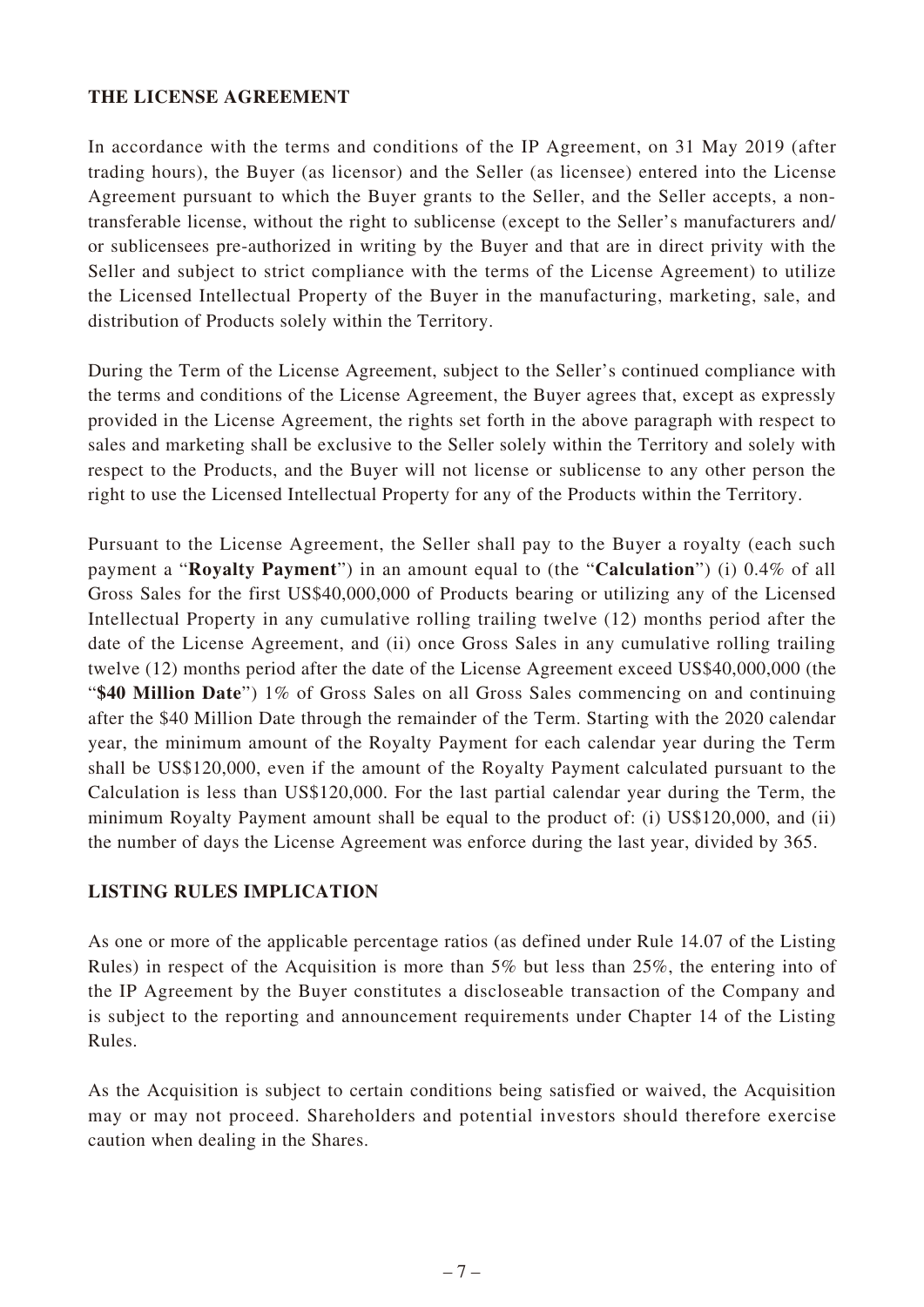## THE LICENSE AGREEMENT

In accordance with the terms and conditions of the IP Agreement, on 31 May 2019 (after trading hours), the Buyer (as licensor) and the Seller (as licensee) entered into the License Agreement pursuant to which the Buyer grants to the Seller, and the Seller accepts, a non-transferable license, without the right to sublicense (except to the Seller's manufacturers and/ or sublicensees pre-authorized in writing by the Buyer and that are in direct privity with the Seller and subject to strict compliance with the terms of the License Agreement) to utilize the Licensed Intellectual Property of the Buyer in the manufacturing, marketing, sale, and distribution of Products solely within the Territory.

During the Term of the License Agreement, subject to the Seller's continued compliance with the terms and conditions of the License Agreement, the Buyer agrees that, except as expressly provided in the License Agreement, the rights set forth in the above paragraph with respect to sales and marketing shall be exclusive to the Seller solely within the Territory and solely with respect to the Products, and the Buyer will not license or sublicense to any other person the right to use the Licensed Intellectual Property for any of the Products within the Territory.

Pursuant to the License Agreement, the Seller shall pay to the Buyer a royalty (each such payment a "**Royalty Payment**") in an amount equal to (the "**Calculation**") (i) 0.4% of all Gross Sales for the first US$40,000,000 of Products bearing or utilizing any of the Licensed Intellectual Property in any cumulative rolling trailing twelve (12) months period after the date of the License Agreement, and (ii) once Gross Sales in any cumulative rolling trailing twelve (12) months period after the date of the License Agreement exceed US$40,000,000 (the "**$40 Million Date**") 1% of Gross Sales on all Gross Sales commencing on and continuing after the $40 Million Date through the remainder of the Term. Starting with the 2020 calendar year, the minimum amount of the Royalty Payment for each calendar year during the Term shall be US$120,000, even if the amount of the Royalty Payment calculated pursuant to the Calculation is less than US$120,000. For the last partial calendar year during the Term, the minimum Royalty Payment amount shall be equal to the product of: (i) US$120,000, and (ii) the number of days the License Agreement was enforce during the last year, divided by 365.

## LISTING RULES IMPLICATION

As one or more of the applicable percentage ratios (as defined under Rule 14.07 of the Listing Rules) in respect of the Acquisition is more than 5% but less than 25%, the entering into of the IP Agreement by the Buyer constitutes a discloseable transaction of the Company and is subject to the reporting and announcement requirements under Chapter 14 of the Listing Rules.

As the Acquisition is subject to certain conditions being satisfied or waived, the Acquisition may or may not proceed. Shareholders and potential investors should therefore exercise caution when dealing in the Shares.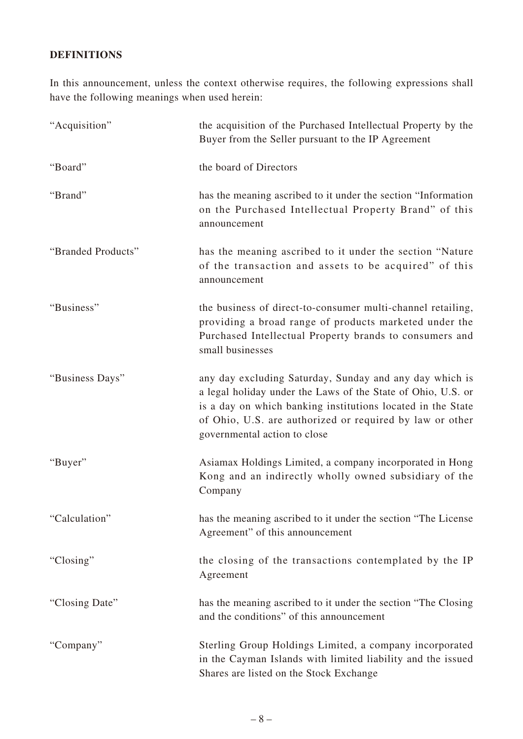## DEFINITIONS

In this announcement, unless the context otherwise requires, the following expressions shall have the following meanings when used herein:

| | |
|---|---|
| "Acquisition" | the acquisition of the Purchased Intellectual Property by the Buyer from the Seller pursuant to the IP Agreement |
| "Board" | the board of Directors |
| "Brand" | has the meaning ascribed to it under the section "Information on the Purchased Intellectual Property Brand" of this announcement |
| "Branded Products" | has the meaning ascribed to it under the section "Nature of the transaction and assets to be acquired" of this announcement |
| "Business" | the business of direct-to-consumer multi-channel retailing, providing a broad range of products marketed under the Purchased Intellectual Property brands to consumers and small businesses |
| "Business Days" | any day excluding Saturday, Sunday and any day which is a legal holiday under the Laws of the State of Ohio, U.S. or is a day on which banking institutions located in the State of Ohio, U.S. are authorized or required by law or other governmental action to close |
| "Buyer" | Asiamax Holdings Limited, a company incorporated in Hong Kong and an indirectly wholly owned subsidiary of the Company |
| "Calculation" | has the meaning ascribed to it under the section "The License Agreement" of this announcement |
| "Closing" | the closing of the transactions contemplated by the IP Agreement |
| "Closing Date" | has the meaning ascribed to it under the section "The Closing and the conditions" of this announcement |
| "Company" | Sterling Group Holdings Limited, a company incorporated in the Cayman Islands with limited liability and the issued Shares are listed on the Stock Exchange |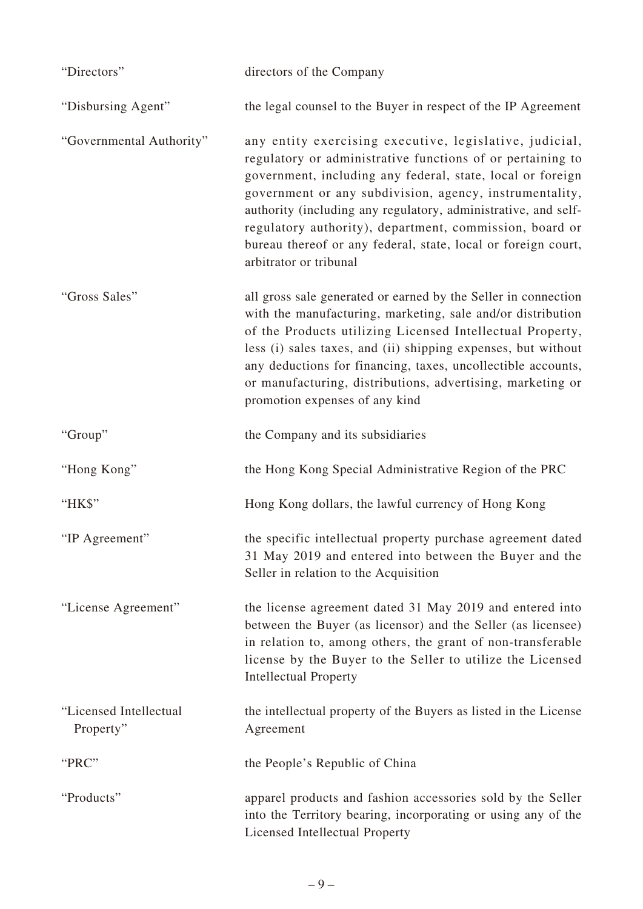| | |
|---|---|
| "Directors" | directors of the Company |
| "Disbursing Agent" | the legal counsel to the Buyer in respect of the IP Agreement |
| "Governmental Authority" | any entity exercising executive, legislative, judicial, regulatory or administrative functions of or pertaining to government, including any federal, state, local or foreign government or any subdivision, agency, instrumentality, authority (including any regulatory, administrative, and self-regulatory authority), department, commission, board or bureau thereof or any federal, state, local or foreign court, arbitrator or tribunal |
| "Gross Sales" | all gross sale generated or earned by the Seller in connection with the manufacturing, marketing, sale and/or distribution of the Products utilizing Licensed Intellectual Property, less (i) sales taxes, and (ii) shipping expenses, but without any deductions for financing, taxes, uncollectible accounts, or manufacturing, distributions, advertising, marketing or promotion expenses of any kind |
| "Group" | the Company and its subsidiaries |
| "Hong Kong" | the Hong Kong Special Administrative Region of the PRC |
| "HK$" | Hong Kong dollars, the lawful currency of Hong Kong |
| "IP Agreement" | the specific intellectual property purchase agreement dated 31 May 2019 and entered into between the Buyer and the Seller in relation to the Acquisition |
| "License Agreement" | the license agreement dated 31 May 2019 and entered into between the Buyer (as licensor) and the Seller (as licensee) in relation to, among others, the grant of non-transferable license by the Buyer to the Seller to utilize the Licensed Intellectual Property |
| "Licensed Intellectual Property" | the intellectual property of the Buyers as listed in the License Agreement |
| "PRC" | the People's Republic of China |
| "Products" | apparel products and fashion accessories sold by the Seller into the Territory bearing, incorporating or using any of the Licensed Intellectual Property |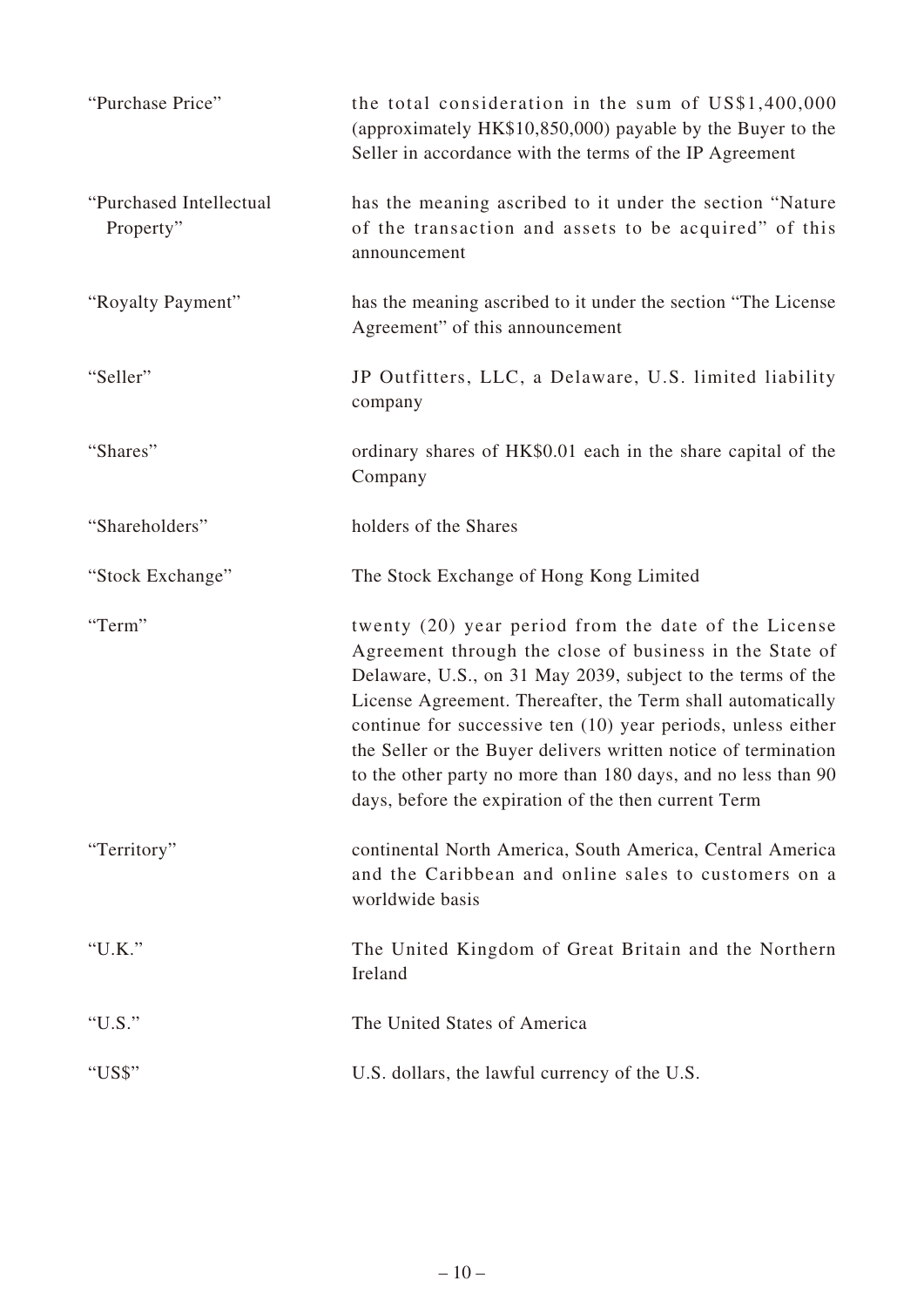| | |
|---|---|
| "Purchase Price" | the total consideration in the sum of US$1,400,000 (approximately HK$10,850,000) payable by the Buyer to the Seller in accordance with the terms of the IP Agreement |
| "Purchased Intellectual Property" | has the meaning ascribed to it under the section "Nature of the transaction and assets to be acquired" of this announcement |
| "Royalty Payment" | has the meaning ascribed to it under the section "The License Agreement" of this announcement |
| "Seller" | JP Outfitters, LLC, a Delaware, U.S. limited liability company |
| "Shares" | ordinary shares of HK$0.01 each in the share capital of the Company |
| "Shareholders" | holders of the Shares |
| "Stock Exchange" | The Stock Exchange of Hong Kong Limited |
| "Term" | twenty (20) year period from the date of the License Agreement through the close of business in the State of Delaware, U.S., on 31 May 2039, subject to the terms of the License Agreement. Thereafter, the Term shall automatically continue for successive ten (10) year periods, unless either the Seller or the Buyer delivers written notice of termination to the other party no more than 180 days, and no less than 90 days, before the expiration of the then current Term |
| "Territory" | continental North America, South America, Central America and the Caribbean and online sales to customers on a worldwide basis |
| "U.K." | The United Kingdom of Great Britain and the Northern Ireland |
| "U.S." | The United States of America |
| "US$" | U.S. dollars, the lawful currency of the U.S. |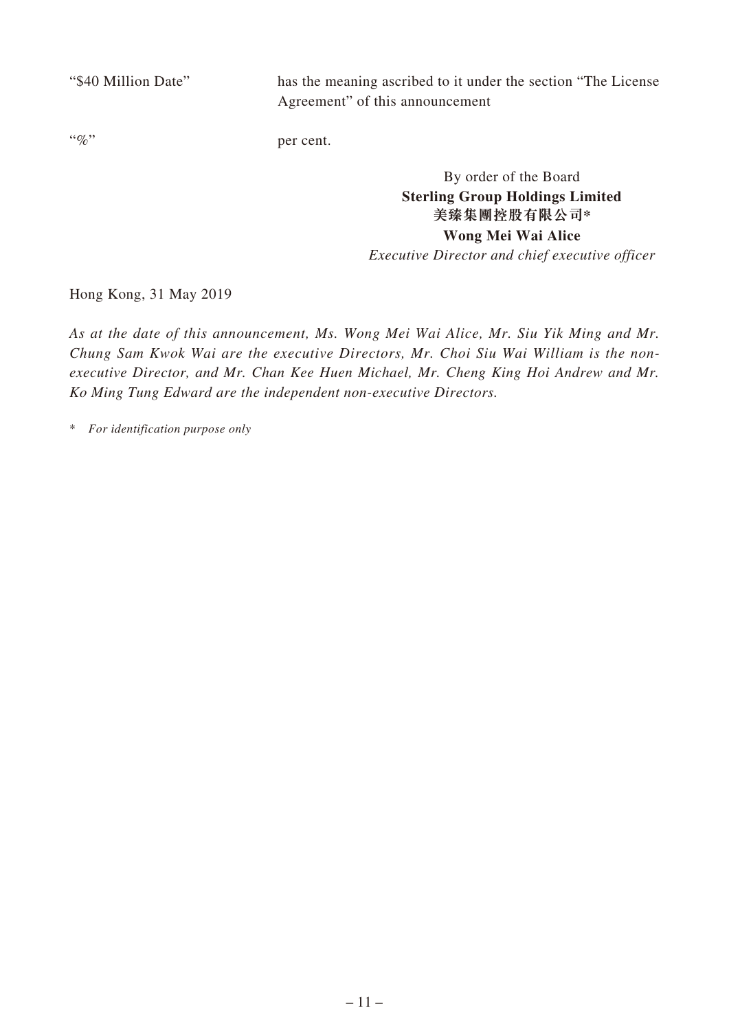| | |
|---|---|
| "$40 Million Date" | has the meaning ascribed to it under the section "The License Agreement" of this announcement |
| "%" | per cent. |

By order of the Board
**Sterling Group Holdings Limited**
**美臻集團控股有限公司***
**Wong Mei Wai Alice**
*Executive Director and chief executive officer*

Hong Kong, 31 May 2019

*As at the date of this announcement, Ms. Wong Mei Wai Alice, Mr. Siu Yik Ming and Mr. Chung Sam Kwok Wai are the executive Directors, Mr. Choi Siu Wai William is the non-executive Director, and Mr. Chan Kee Huen Michael, Mr. Cheng King Hoi Andrew and Mr. Ko Ming Tung Edward are the independent non-executive Directors.*

\* *For identification purpose only*